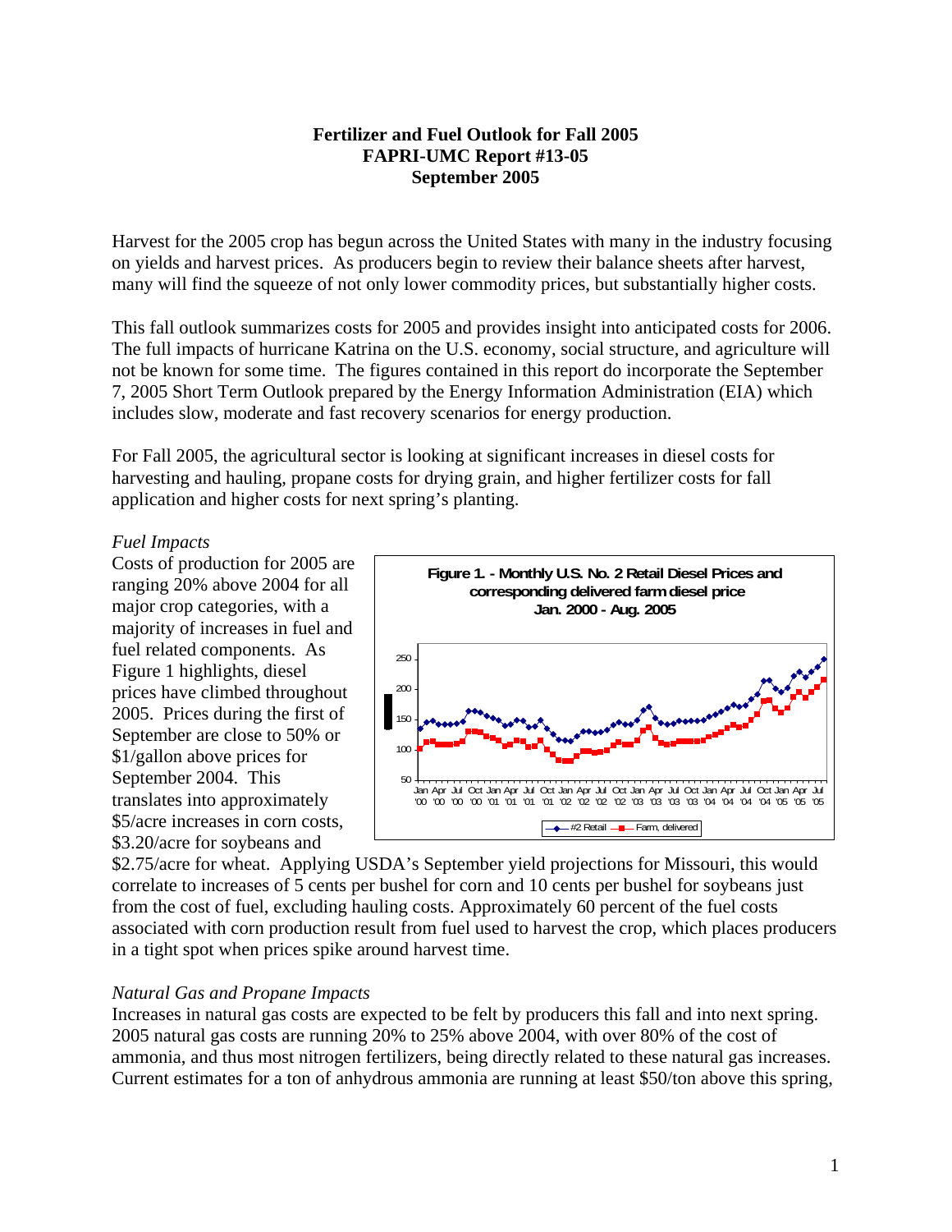**Fertilizer and Fuel Outlook for Fall 2005**
**FAPRI-UMC Report #13-05**
**September 2005**

Harvest for the 2005 crop has begun across the United States with many in the industry focusing on yields and harvest prices. As producers begin to review their balance sheets after harvest, many will find the squeeze of not only lower commodity prices, but substantially higher costs.

This fall outlook summarizes costs for 2005 and provides insight into anticipated costs for 2006. The full impacts of hurricane Katrina on the U.S. economy, social structure, and agriculture will not be known for some time. The figures contained in this report do incorporate the September 7, 2005 Short Term Outlook prepared by the Energy Information Administration (EIA) which includes slow, moderate and fast recovery scenarios for energy production.

For Fall 2005, the agricultural sector is looking at significant increases in diesel costs for harvesting and hauling, propane costs for drying grain, and higher fertilizer costs for fall application and higher costs for next spring's planting.

*Fuel Impacts*

Costs of production for 2005 are ranging 20% above 2004 for all major crop categories, with a majority of increases in fuel and fuel related components. As Figure 1 highlights, diesel prices have climbed throughout 2005. Prices during the first of September are close to 50% or \$1/gallon above prices for September 2004. This translates into approximately \$5/acre increases in corn costs, \$3.20/acre for soybeans and \$2.75/acre for wheat. Applying USDA's September yield projections for Missouri, this would correlate to increases of 5 cents per bushel for corn and 10 cents per bushel for soybeans just from the cost of fuel, excluding hauling costs. Approximately 60 percent of the fuel costs associated with corn production result from fuel used to harvest the crop, which places producers in a tight spot when prices spike around harvest time.

**Figure 1. - Monthly U.S. No. 2 Retail Diesel Prices and corresponding delivered farm diesel price Jan. 2000 - Aug. 2005**

*Natural Gas and Propane Impacts*

Increases in natural gas costs are expected to be felt by producers this fall and into next spring. 2005 natural gas costs are running 20% to 25% above 2004, with over 80% of the cost of ammonia, and thus most nitrogen fertilizers, being directly related to these natural gas increases. Current estimates for a ton of anhydrous ammonia are running at least \$50/ton above this spring,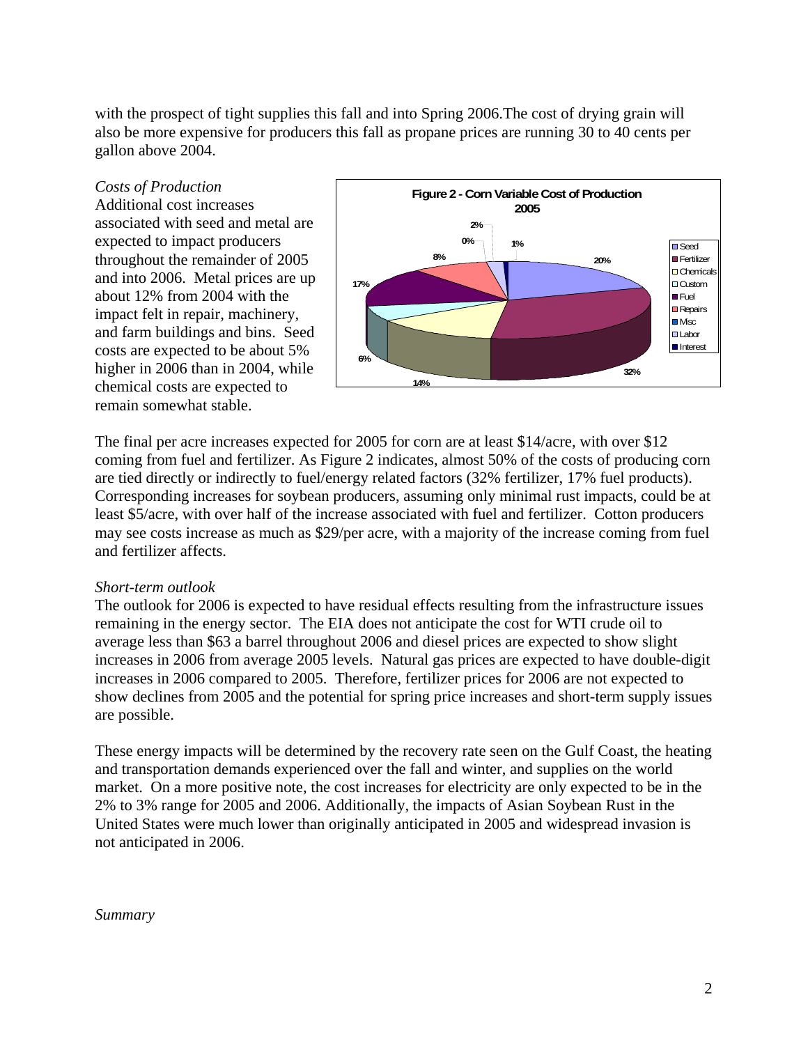with the prospect of tight supplies this fall and into Spring 2006.The cost of drying grain will also be more expensive for producers this fall as propane prices are running 30 to 40 cents per gallon above 2004.

*Costs of Production*

Additional cost increases associated with seed and metal are expected to impact producers throughout the remainder of 2005 and into 2006. Metal prices are up about 12% from 2004 with the impact felt in repair, machinery, and farm buildings and bins. Seed costs are expected to be about 5% higher in 2006 than in 2004, while chemical costs are expected to remain somewhat stable.

**Figure 2 - Corn Variable Cost of Production 2005**

| Category | Share |
|---|---|
| Seed | 20% |
| Fertilizer | 32% |
| Chemicals | 14% |
| Custom | 6% |
| Fuel | 17% |
| Repairs | 8% |
| Misc | 0% |
| Labor | 2% |
| Interest | 1% |

The final per acre increases expected for 2005 for corn are at least $14/acre, with over $12 coming from fuel and fertilizer. As Figure 2 indicates, almost 50% of the costs of producing corn are tied directly or indirectly to fuel/energy related factors (32% fertilizer, 17% fuel products). Corresponding increases for soybean producers, assuming only minimal rust impacts, could be at least $5/acre, with over half of the increase associated with fuel and fertilizer. Cotton producers may see costs increase as much as $29/per acre, with a majority of the increase coming from fuel and fertilizer affects.

*Short-term outlook*

The outlook for 2006 is expected to have residual effects resulting from the infrastructure issues remaining in the energy sector. The EIA does not anticipate the cost for WTI crude oil to average less than $63 a barrel throughout 2006 and diesel prices are expected to show slight increases in 2006 from average 2005 levels. Natural gas prices are expected to have double-digit increases in 2006 compared to 2005. Therefore, fertilizer prices for 2006 are not expected to show declines from 2005 and the potential for spring price increases and short-term supply issues are possible.

These energy impacts will be determined by the recovery rate seen on the Gulf Coast, the heating and transportation demands experienced over the fall and winter, and supplies on the world market. On a more positive note, the cost increases for electricity are only expected to be in the 2% to 3% range for 2005 and 2006. Additionally, the impacts of Asian Soybean Rust in the United States were much lower than originally anticipated in 2005 and widespread invasion is not anticipated in 2006.

*Summary*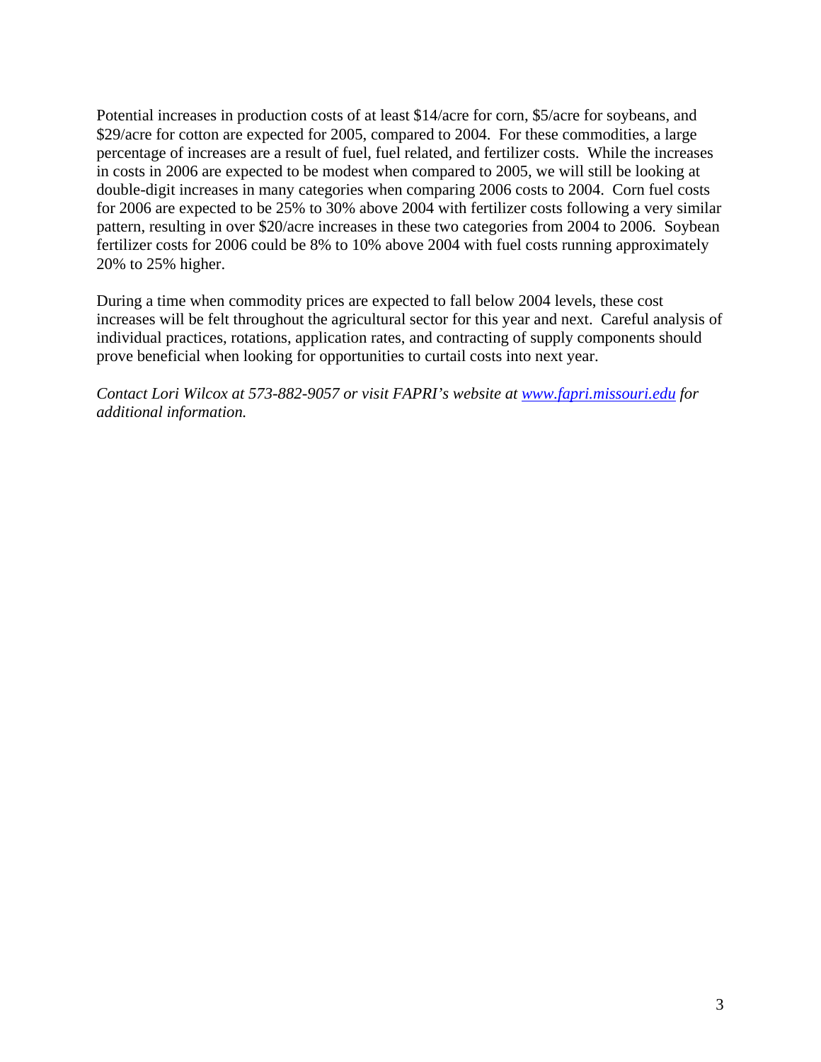Potential increases in production costs of at least $14/acre for corn, $5/acre for soybeans, and $29/acre for cotton are expected for 2005, compared to 2004. For these commodities, a large percentage of increases are a result of fuel, fuel related, and fertilizer costs. While the increases in costs in 2006 are expected to be modest when compared to 2005, we will still be looking at double-digit increases in many categories when comparing 2006 costs to 2004. Corn fuel costs for 2006 are expected to be 25% to 30% above 2004 with fertilizer costs following a very similar pattern, resulting in over $20/acre increases in these two categories from 2004 to 2006. Soybean fertilizer costs for 2006 could be 8% to 10% above 2004 with fuel costs running approximately 20% to 25% higher.

During a time when commodity prices are expected to fall below 2004 levels, these cost increases will be felt throughout the agricultural sector for this year and next. Careful analysis of individual practices, rotations, application rates, and contracting of supply components should prove beneficial when looking for opportunities to curtail costs into next year.

*Contact Lori Wilcox at 573-882-9057 or visit FAPRI's website at [www.fapri.missouri.edu](http://www.fapri.missouri.edu) for additional information.*